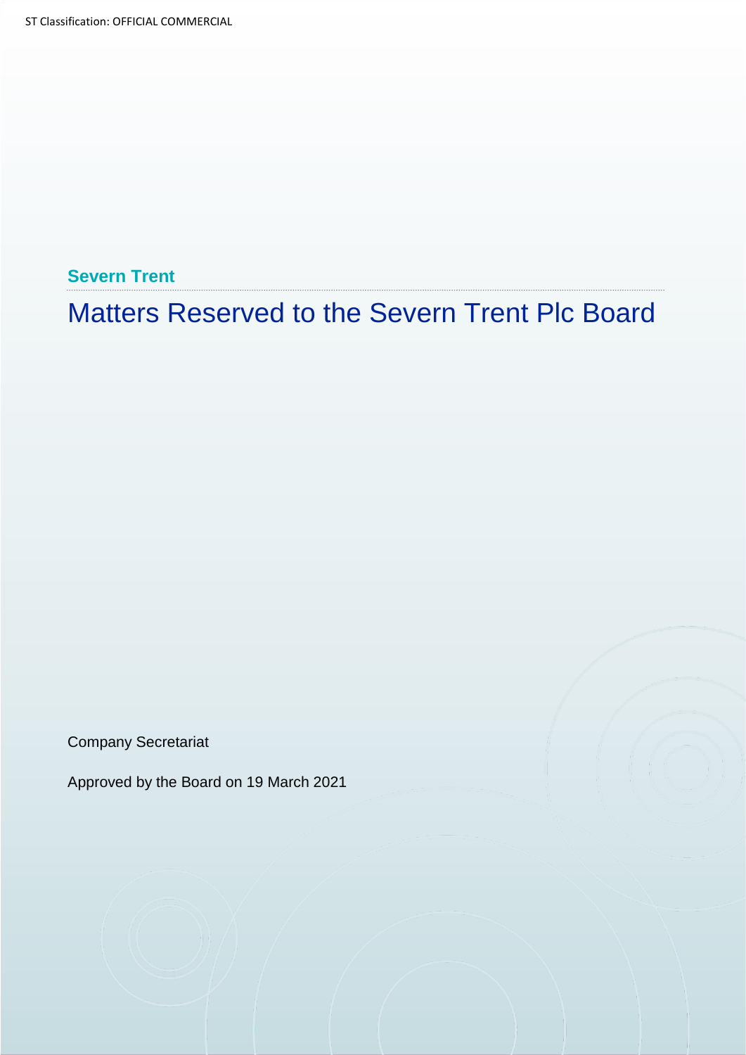ST Classification: OFFICIAL COMMERCIAL

**Severn Trent**

# Matters Reserved to the Severn Trent Plc Board

Company Secretariat

Approved by the Board on 19 March 2021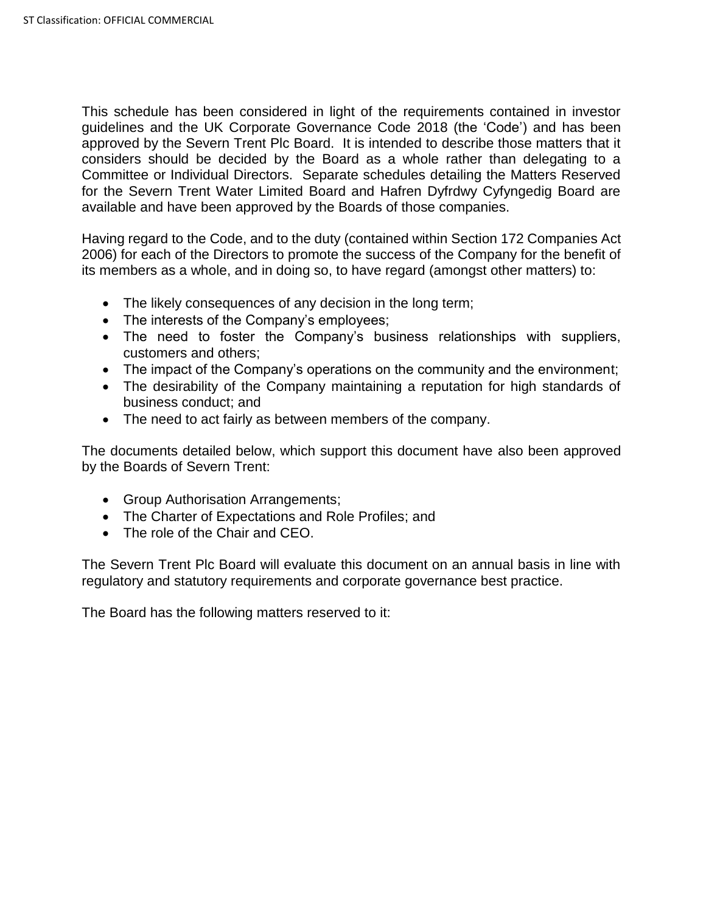This schedule has been considered in light of the requirements contained in investor guidelines and the UK Corporate Governance Code 2018 (the ‘Code’) and has been approved by the Severn Trent Plc Board. It is intended to describe those matters that it considers should be decided by the Board as a whole rather than delegating to a Committee or Individual Directors. Separate schedules detailing the Matters Reserved for the Severn Trent Water Limited Board and Hafren Dyfrdwy Cyfyngedig Board are available and have been approved by the Boards of those companies.

Having regard to the Code, and to the duty (contained within Section 172 Companies Act 2006) for each of the Directors to promote the success of the Company for the benefit of its members as a whole, and in doing so, to have regard (amongst other matters) to:

- The likely consequences of any decision in the long term;
- The interests of the Company’s employees;
- The need to foster the Company’s business relationships with suppliers, customers and others;
- The impact of the Company’s operations on the community and the environment;
- The desirability of the Company maintaining a reputation for high standards of business conduct; and
- The need to act fairly as between members of the company.

The documents detailed below, which support this document have also been approved by the Boards of Severn Trent:

- Group Authorisation Arrangements;
- The Charter of Expectations and Role Profiles; and
- The role of the Chair and CEO.

The Severn Trent Plc Board will evaluate this document on an annual basis in line with regulatory and statutory requirements and corporate governance best practice.

The Board has the following matters reserved to it: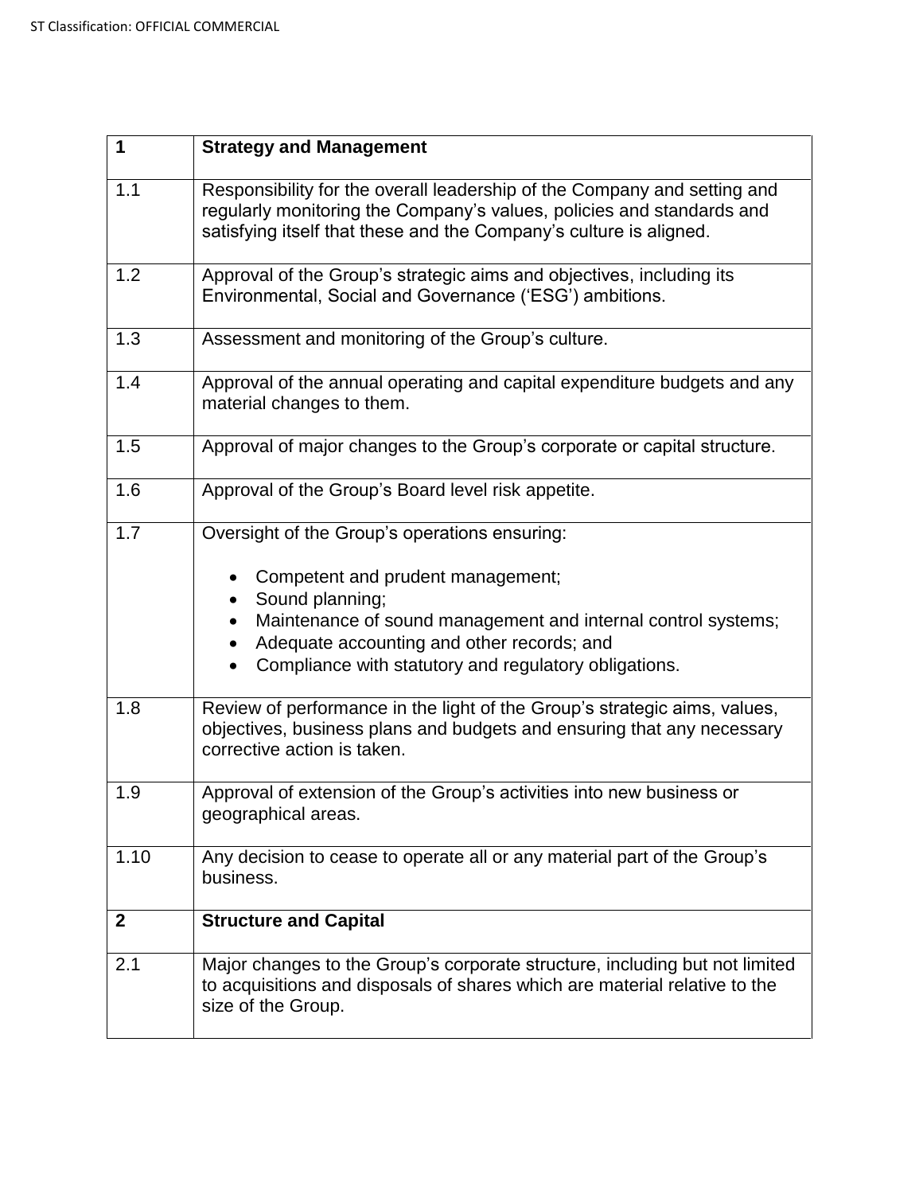| 1 | **Strategy and Management** |
|---|---|
| 1.1 | Responsibility for the overall leadership of the Company and setting and regularly monitoring the Company's values, policies and standards and satisfying itself that these and the Company's culture is aligned. |
| 1.2 | Approval of the Group's strategic aims and objectives, including its Environmental, Social and Governance ('ESG') ambitions. |
| 1.3 | Assessment and monitoring of the Group's culture. |
| 1.4 | Approval of the annual operating and capital expenditure budgets and any material changes to them. |
| 1.5 | Approval of major changes to the Group's corporate or capital structure. |
| 1.6 | Approval of the Group's Board level risk appetite. |
| 1.7 | Oversight of the Group's operations ensuring:<br><br>• Competent and prudent management;<br>• Sound planning;<br>• Maintenance of sound management and internal control systems;<br>• Adequate accounting and other records; and<br>• Compliance with statutory and regulatory obligations. |
| 1.8 | Review of performance in the light of the Group's strategic aims, values, objectives, business plans and budgets and ensuring that any necessary corrective action is taken. |
| 1.9 | Approval of extension of the Group's activities into new business or geographical areas. |
| 1.10 | Any decision to cease to operate all or any material part of the Group's business. |
| **2** | **Structure and Capital** |
| 2.1 | Major changes to the Group's corporate structure, including but not limited to acquisitions and disposals of shares which are material relative to the size of the Group. |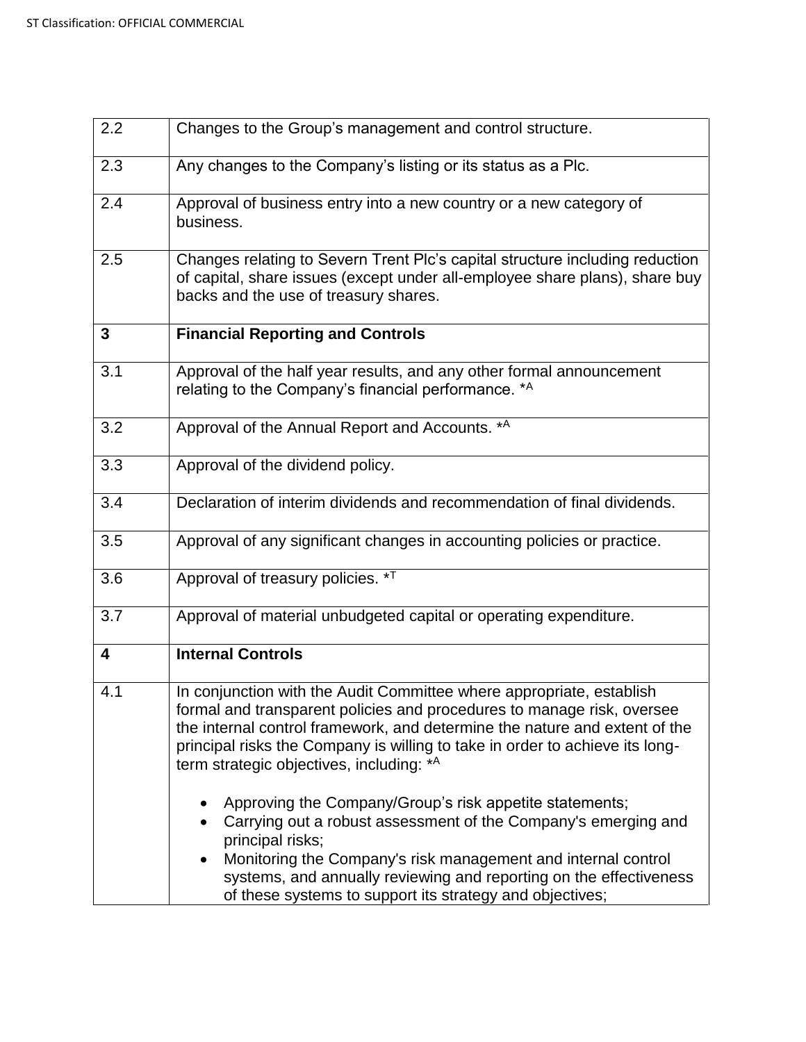| | |
|---|---|
| 2.2 | Changes to the Group's management and control structure. |
| 2.3 | Any changes to the Company's listing or its status as a Plc. |
| 2.4 | Approval of business entry into a new country or a new category of business. |
| 2.5 | Changes relating to Severn Trent Plc's capital structure including reduction of capital, share issues (except under all-employee share plans), share buy backs and the use of treasury shares. |
| **3** | **Financial Reporting and Controls** |
| 3.1 | Approval of the half year results, and any other formal announcement relating to the Company's financial performance. *[A] |
| 3.2 | Approval of the Annual Report and Accounts. *[A] |
| 3.3 | Approval of the dividend policy. |
| 3.4 | Declaration of interim dividends and recommendation of final dividends. |
| 3.5 | Approval of any significant changes in accounting policies or practice. |
| 3.6 | Approval of treasury policies. *[T] |
| 3.7 | Approval of material unbudgeted capital or operating expenditure. |
| **4** | **Internal Controls** |
| 4.1 | In conjunction with the Audit Committee where appropriate, establish formal and transparent policies and procedures to manage risk, oversee the internal control framework, and determine the nature and extent of the principal risks the Company is willing to take in order to achieve its long-term strategic objectives, including: *[A]<br><br>• Approving the Company/Group's risk appetite statements;<br>• Carrying out a robust assessment of the Company's emerging and principal risks;<br>• Monitoring the Company's risk management and internal control systems, and annually reviewing and reporting on the effectiveness of these systems to support its strategy and objectives; |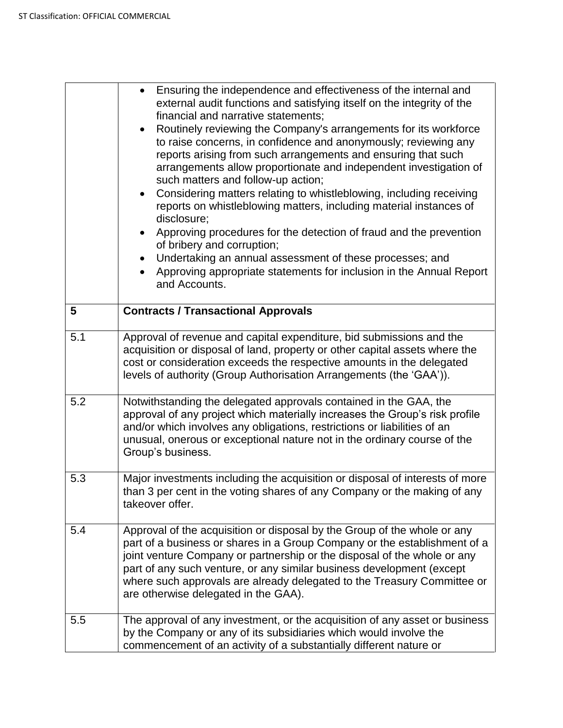| | |
|---|---|
| | • Ensuring the independence and effectiveness of the internal and external audit functions and satisfying itself on the integrity of the financial and narrative statements;<br>• Routinely reviewing the Company's arrangements for its workforce to raise concerns, in confidence and anonymously; reviewing any reports arising from such arrangements and ensuring that such arrangements allow proportionate and independent investigation of such matters and follow-up action;<br>• Considering matters relating to whistleblowing, including receiving reports on whistleblowing matters, including material instances of disclosure;<br>• Approving procedures for the detection of fraud and the prevention of bribery and corruption;<br>• Undertaking an annual assessment of these processes; and<br>• Approving appropriate statements for inclusion in the Annual Report and Accounts. |
| **5** | **Contracts / Transactional Approvals** |
| 5.1 | Approval of revenue and capital expenditure, bid submissions and the acquisition or disposal of land, property or other capital assets where the cost or consideration exceeds the respective amounts in the delegated levels of authority (Group Authorisation Arrangements (the 'GAA')). |
| 5.2 | Notwithstanding the delegated approvals contained in the GAA, the approval of any project which materially increases the Group's risk profile and/or which involves any obligations, restrictions or liabilities of an unusual, onerous or exceptional nature not in the ordinary course of the Group's business. |
| 5.3 | Major investments including the acquisition or disposal of interests of more than 3 per cent in the voting shares of any Company or the making of any takeover offer. |
| 5.4 | Approval of the acquisition or disposal by the Group of the whole or any part of a business or shares in a Group Company or the establishment of a joint venture Company or partnership or the disposal of the whole or any part of any such venture, or any similar business development (except where such approvals are already delegated to the Treasury Committee or are otherwise delegated in the GAA). |
| 5.5 | The approval of any investment, or the acquisition of any asset or business by the Company or any of its subsidiaries which would involve the commencement of an activity of a substantially different nature or |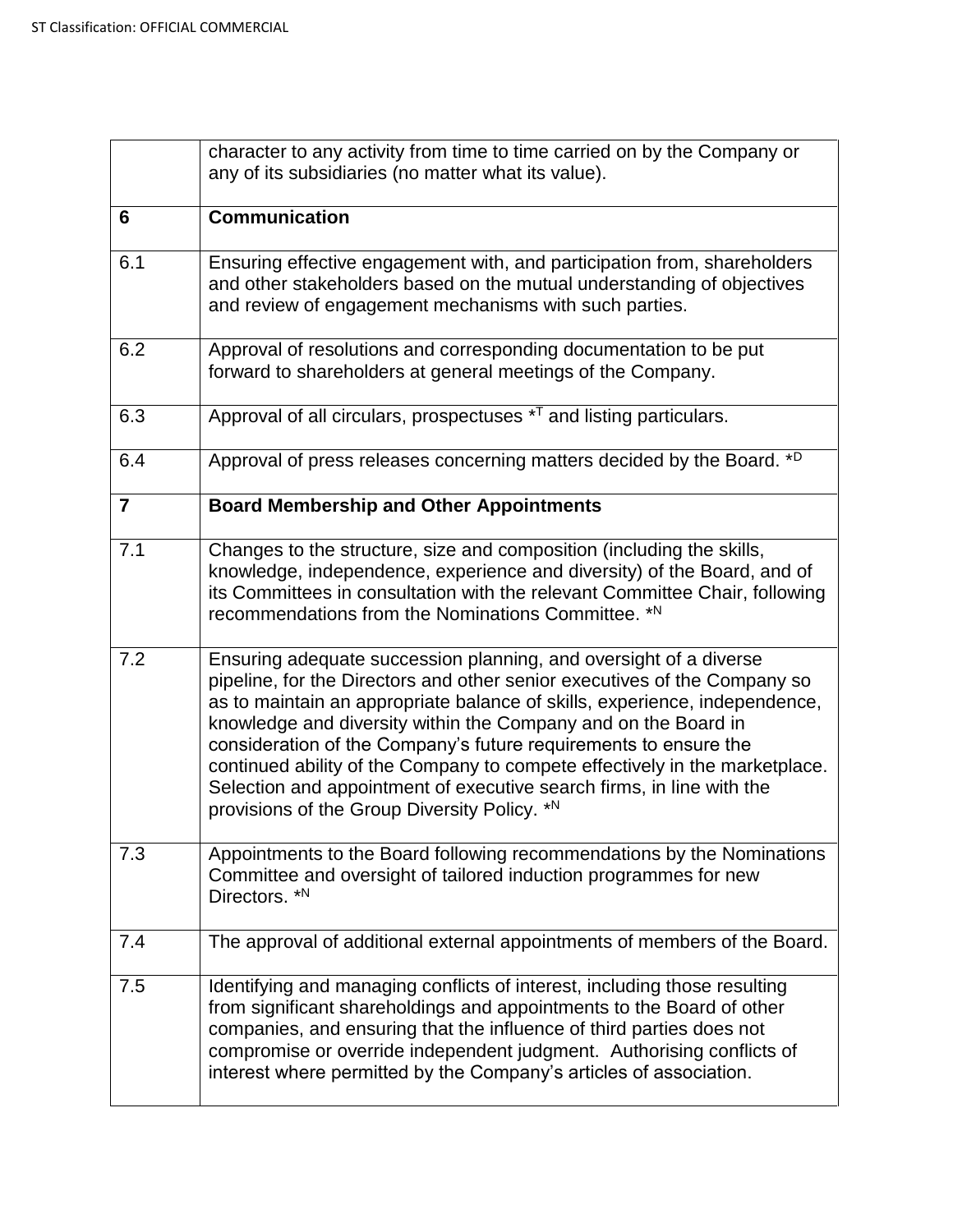|  |  |
|---|---|
|  | character to any activity from time to time carried on by the Company or any of its subsidiaries (no matter what its value). |
| **6** | **Communication** |
| 6.1 | Ensuring effective engagement with, and participation from, shareholders and other stakeholders based on the mutual understanding of objectives and review of engagement mechanisms with such parties. |
| 6.2 | Approval of resolutions and corresponding documentation to be put forward to shareholders at general meetings of the Company. |
| 6.3 | Approval of all circulars, prospectuses *[T] and listing particulars. |
| 6.4 | Approval of press releases concerning matters decided by the Board. *[D] |
| **7** | **Board Membership and Other Appointments** |
| 7.1 | Changes to the structure, size and composition (including the skills, knowledge, independence, experience and diversity) of the Board, and of its Committees in consultation with the relevant Committee Chair, following recommendations from the Nominations Committee. *[N] |
| 7.2 | Ensuring adequate succession planning, and oversight of a diverse pipeline, for the Directors and other senior executives of the Company so as to maintain an appropriate balance of skills, experience, independence, knowledge and diversity within the Company and on the Board in consideration of the Company's future requirements to ensure the continued ability of the Company to compete effectively in the marketplace. Selection and appointment of executive search firms, in line with the provisions of the Group Diversity Policy. *[N] |
| 7.3 | Appointments to the Board following recommendations by the Nominations Committee and oversight of tailored induction programmes for new Directors. *[N] |
| 7.4 | The approval of additional external appointments of members of the Board. |
| 7.5 | Identifying and managing conflicts of interest, including those resulting from significant shareholdings and appointments to the Board of other companies, and ensuring that the influence of third parties does not compromise or override independent judgment. Authorising conflicts of interest where permitted by the Company's articles of association. |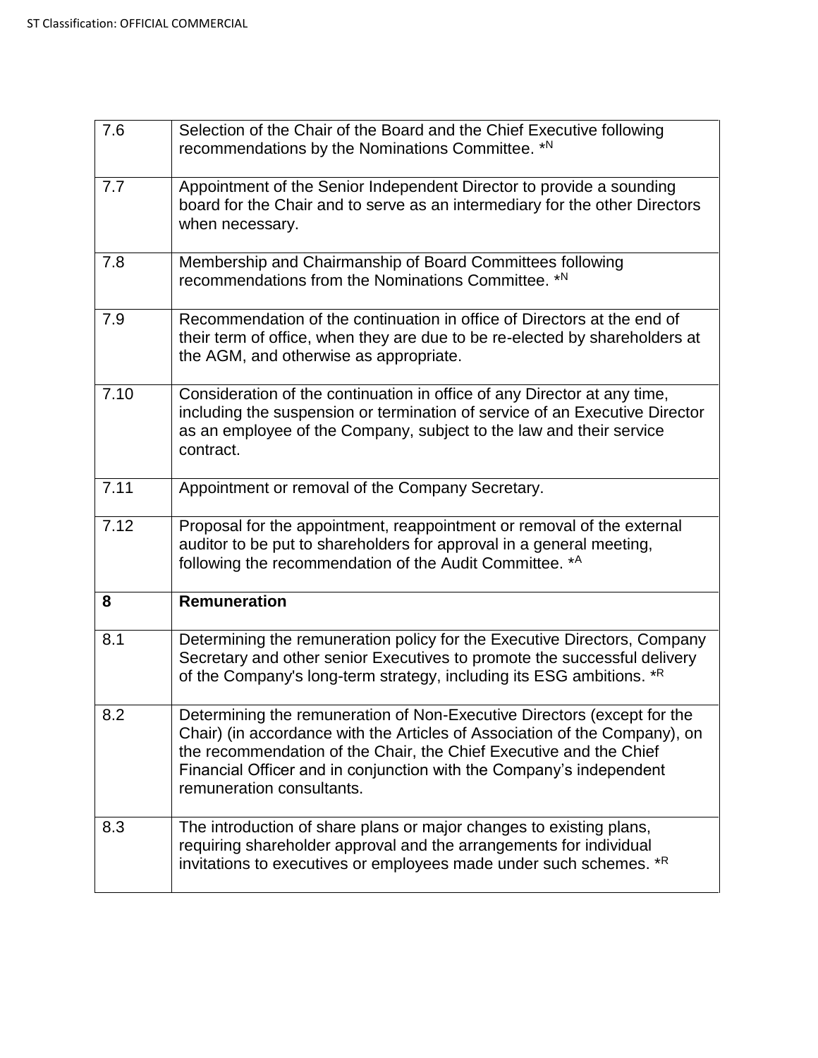| | |
|---|---|
| 7.6 | Selection of the Chair of the Board and the Chief Executive following recommendations by the Nominations Committee. *[N] |
| 7.7 | Appointment of the Senior Independent Director to provide a sounding board for the Chair and to serve as an intermediary for the other Directors when necessary. |
| 7.8 | Membership and Chairmanship of Board Committees following recommendations from the Nominations Committee. *[N] |
| 7.9 | Recommendation of the continuation in office of Directors at the end of their term of office, when they are due to be re-elected by shareholders at the AGM, and otherwise as appropriate. |
| 7.10 | Consideration of the continuation in office of any Director at any time, including the suspension or termination of service of an Executive Director as an employee of the Company, subject to the law and their service contract. |
| 7.11 | Appointment or removal of the Company Secretary. |
| 7.12 | Proposal for the appointment, reappointment or removal of the external auditor to be put to shareholders for approval in a general meeting, following the recommendation of the Audit Committee. *[A] |
| **8** | **Remuneration** |
| 8.1 | Determining the remuneration policy for the Executive Directors, Company Secretary and other senior Executives to promote the successful delivery of the Company's long-term strategy, including its ESG ambitions. *[R] |
| 8.2 | Determining the remuneration of Non-Executive Directors (except for the Chair) (in accordance with the Articles of Association of the Company), on the recommendation of the Chair, the Chief Executive and the Chief Financial Officer and in conjunction with the Company's independent remuneration consultants. |
| 8.3 | The introduction of share plans or major changes to existing plans, requiring shareholder approval and the arrangements for individual invitations to executives or employees made under such schemes. *[R] |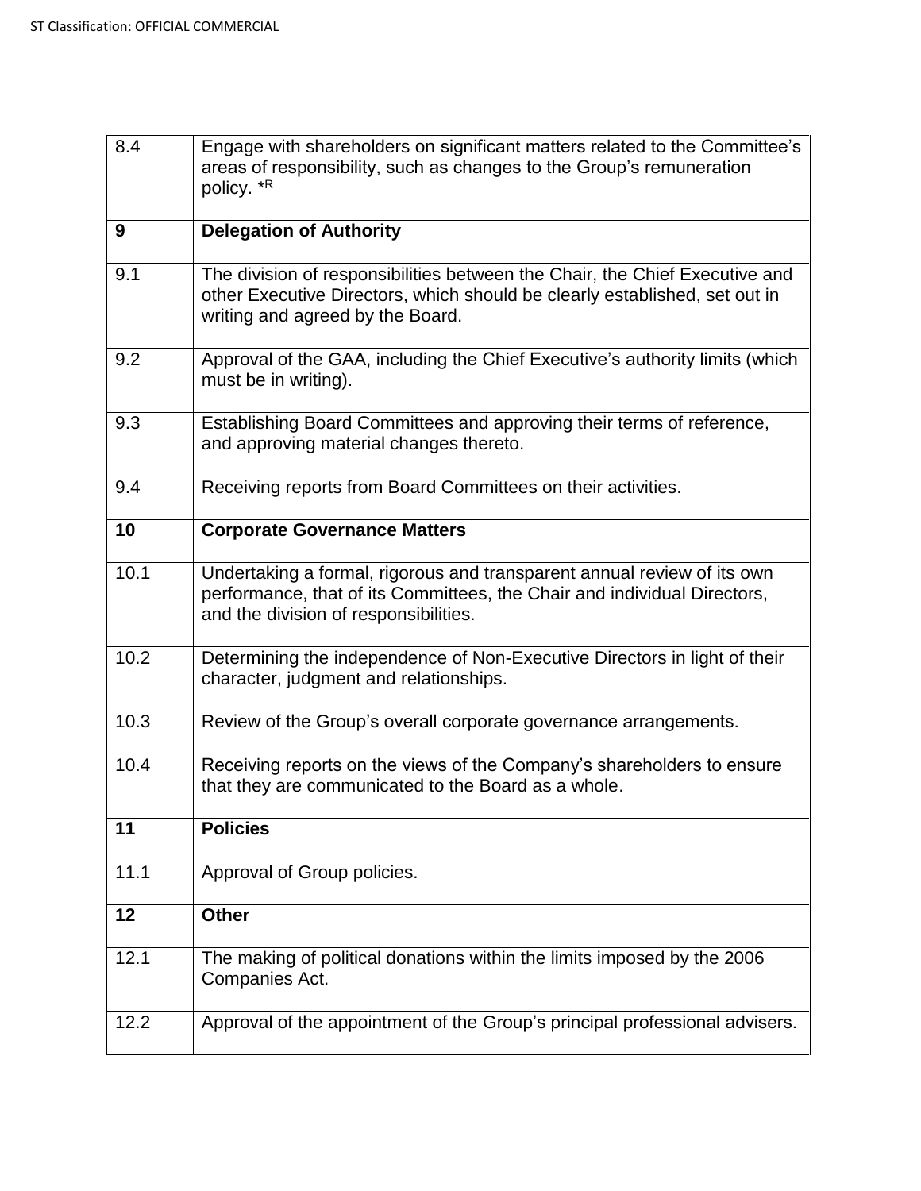| | |
|---|---|
| 8.4 | Engage with shareholders on significant matters related to the Committee's areas of responsibility, such as changes to the Group's remuneration policy. *R |
| **9** | **Delegation of Authority** |
| 9.1 | The division of responsibilities between the Chair, the Chief Executive and other Executive Directors, which should be clearly established, set out in writing and agreed by the Board. |
| 9.2 | Approval of the GAA, including the Chief Executive's authority limits (which must be in writing). |
| 9.3 | Establishing Board Committees and approving their terms of reference, and approving material changes thereto. |
| 9.4 | Receiving reports from Board Committees on their activities. |
| **10** | **Corporate Governance Matters** |
| 10.1 | Undertaking a formal, rigorous and transparent annual review of its own performance, that of its Committees, the Chair and individual Directors, and the division of responsibilities. |
| 10.2 | Determining the independence of Non-Executive Directors in light of their character, judgment and relationships. |
| 10.3 | Review of the Group's overall corporate governance arrangements. |
| 10.4 | Receiving reports on the views of the Company's shareholders to ensure that they are communicated to the Board as a whole. |
| **11** | **Policies** |
| 11.1 | Approval of Group policies. |
| **12** | **Other** |
| 12.1 | The making of political donations within the limits imposed by the 2006 Companies Act. |
| 12.2 | Approval of the appointment of the Group's principal professional advisers. |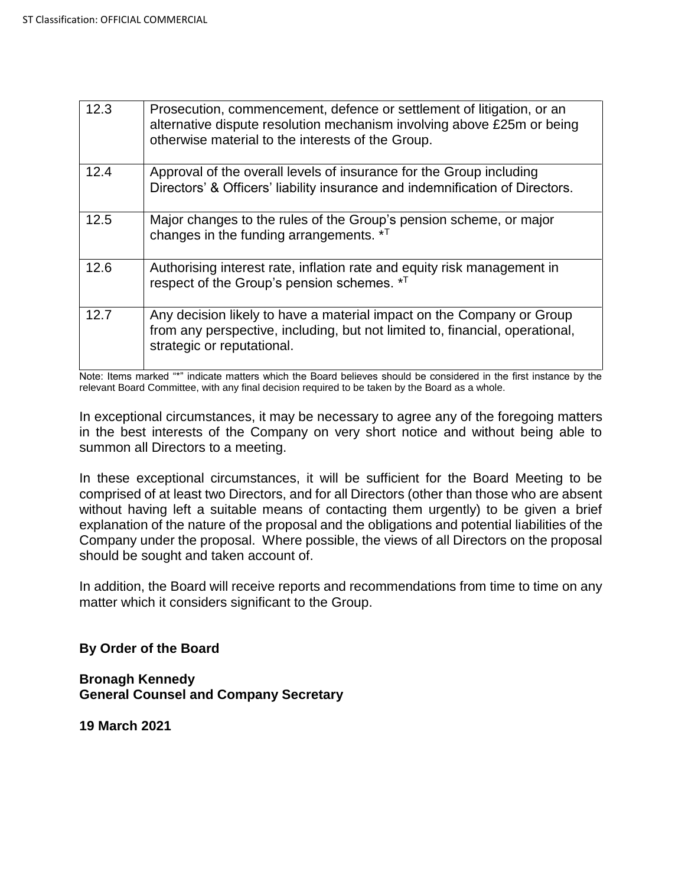| | |
|---|---|
| 12.3 | Prosecution, commencement, defence or settlement of litigation, or an alternative dispute resolution mechanism involving above £25m or being otherwise material to the interests of the Group. |
| 12.4 | Approval of the overall levels of insurance for the Group including Directors' & Officers' liability insurance and indemnification of Directors. |
| 12.5 | Major changes to the rules of the Group's pension scheme, or major changes in the funding arrangements. *[T] |
| 12.6 | Authorising interest rate, inflation rate and equity risk management in respect of the Group's pension schemes. *[T] |
| 12.7 | Any decision likely to have a material impact on the Company or Group from any perspective, including, but not limited to, financial, operational, strategic or reputational. |

Note: Items marked "*" indicate matters which the Board believes should be considered in the first instance by the relevant Board Committee, with any final decision required to be taken by the Board as a whole.

In exceptional circumstances, it may be necessary to agree any of the foregoing matters in the best interests of the Company on very short notice and without being able to summon all Directors to a meeting.

In these exceptional circumstances, it will be sufficient for the Board Meeting to be comprised of at least two Directors, and for all Directors (other than those who are absent without having left a suitable means of contacting them urgently) to be given a brief explanation of the nature of the proposal and the obligations and potential liabilities of the Company under the proposal. Where possible, the views of all Directors on the proposal should be sought and taken account of.

In addition, the Board will receive reports and recommendations from time to time on any matter which it considers significant to the Group.

**By Order of the Board**

**Bronagh Kennedy**
**General Counsel and Company Secretary**

**19 March 2021**